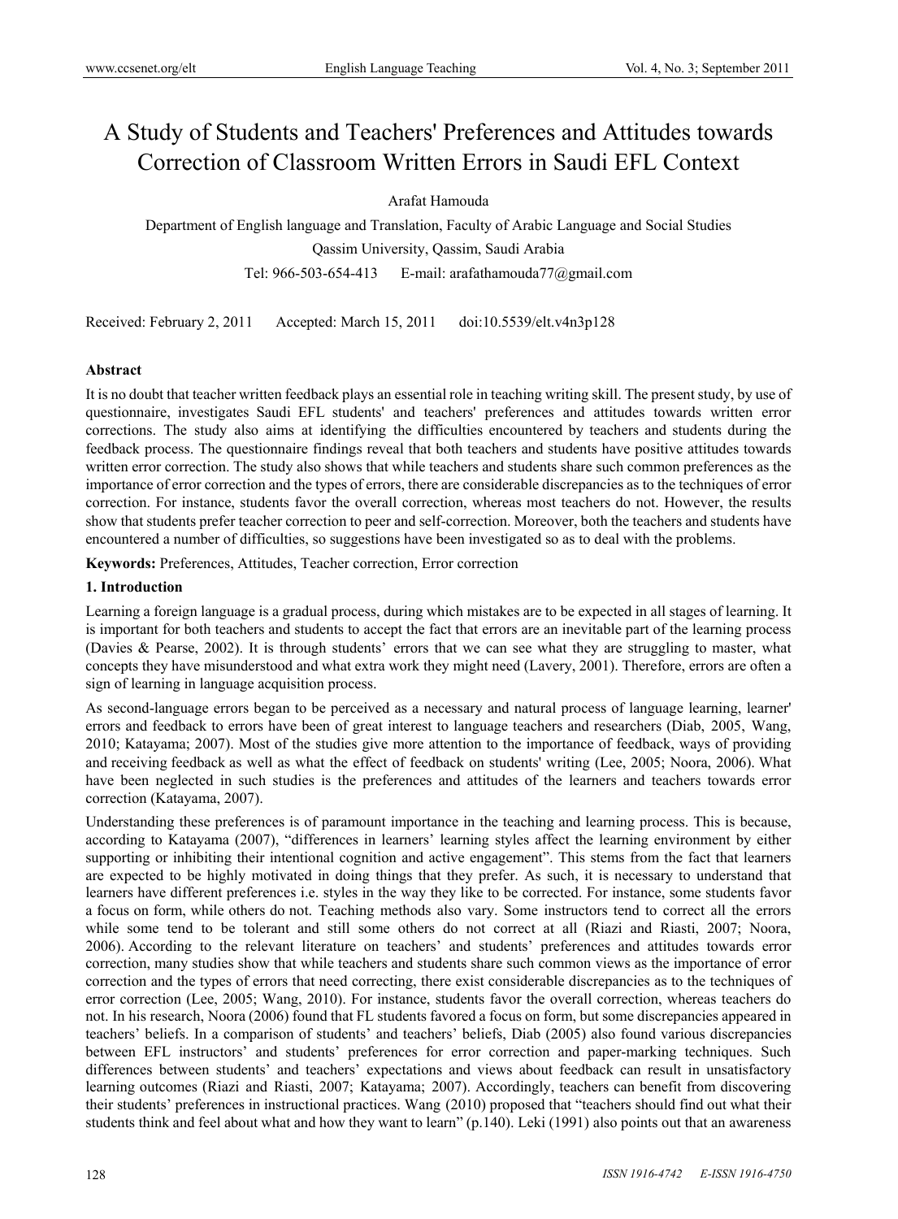# A Study of Students and Teachers' Preferences and Attitudes towards Correction of Classroom Written Errors in Saudi EFL Context

Arafat Hamouda

Department of English language and Translation, Faculty of Arabic Language and Social Studies

Qassim University, Qassim, Saudi Arabia

Tel: 966-503-654-413 E-mail: arafathamouda77@gmail.com

Received: February 2, 2011 Accepted: March 15, 2011 doi:10.5539/elt.v4n3p128

**Abstract**

It is no doubt that teacher written feedback plays an essential role in teaching writing skill. The present study, by use of questionnaire, investigates Saudi EFL students' and teachers' preferences and attitudes towards written error corrections. The study also aims at identifying the difficulties encountered by teachers and students during the feedback process. The questionnaire findings reveal that both teachers and students have positive attitudes towards written error correction. The study also shows that while teachers and students share such common preferences as the importance of error correction and the types of errors, there are considerable discrepancies as to the techniques of error correction. For instance, students favor the overall correction, whereas most teachers do not. However, the results show that students prefer teacher correction to peer and self-correction. Moreover, both the teachers and students have encountered a number of difficulties, so suggestions have been investigated so as to deal with the problems.

**Keywords:** Preferences, Attitudes, Teacher correction, Error correction

## 1. Introduction

Learning a foreign language is a gradual process, during which mistakes are to be expected in all stages of learning. It is important for both teachers and students to accept the fact that errors are an inevitable part of the learning process (Davies & Pearse, 2002). It is through students' errors that we can see what they are struggling to master, what concepts they have misunderstood and what extra work they might need (Lavery, 2001). Therefore, errors are often a sign of learning in language acquisition process.

As second-language errors began to be perceived as a necessary and natural process of language learning, learner' errors and feedback to errors have been of great interest to language teachers and researchers (Diab, 2005, Wang, 2010; Katayama; 2007). Most of the studies give more attention to the importance of feedback, ways of providing and receiving feedback as well as what the effect of feedback on students' writing (Lee, 2005; Noora, 2006). What have been neglected in such studies is the preferences and attitudes of the learners and teachers towards error correction (Katayama, 2007).

Understanding these preferences is of paramount importance in the teaching and learning process. This is because, according to Katayama (2007), "differences in learners' learning styles affect the learning environment by either supporting or inhibiting their intentional cognition and active engagement". This stems from the fact that learners are expected to be highly motivated in doing things that they prefer. As such, it is necessary to understand that learners have different preferences i.e. styles in the way they like to be corrected. For instance, some students favor a focus on form, while others do not. Teaching methods also vary. Some instructors tend to correct all the errors while some tend to be tolerant and still some others do not correct at all (Riazi and Riasti, 2007; Noora, 2006). According to the relevant literature on teachers' and students' preferences and attitudes towards error correction, many studies show that while teachers and students share such common views as the importance of error correction and the types of errors that need correcting, there exist considerable discrepancies as to the techniques of error correction (Lee, 2005; Wang, 2010). For instance, students favor the overall correction, whereas teachers do not. In his research, Noora (2006) found that FL students favored a focus on form, but some discrepancies appeared in teachers' beliefs. In a comparison of students' and teachers' beliefs, Diab (2005) also found various discrepancies between EFL instructors' and students' preferences for error correction and paper-marking techniques. Such differences between students' and teachers' expectations and views about feedback can result in unsatisfactory learning outcomes (Riazi and Riasti, 2007; Katayama; 2007). Accordingly, teachers can benefit from discovering their students' preferences in instructional practices. Wang (2010) proposed that "teachers should find out what their students think and feel about what and how they want to learn" (p.140). Leki (1991) also points out that an awareness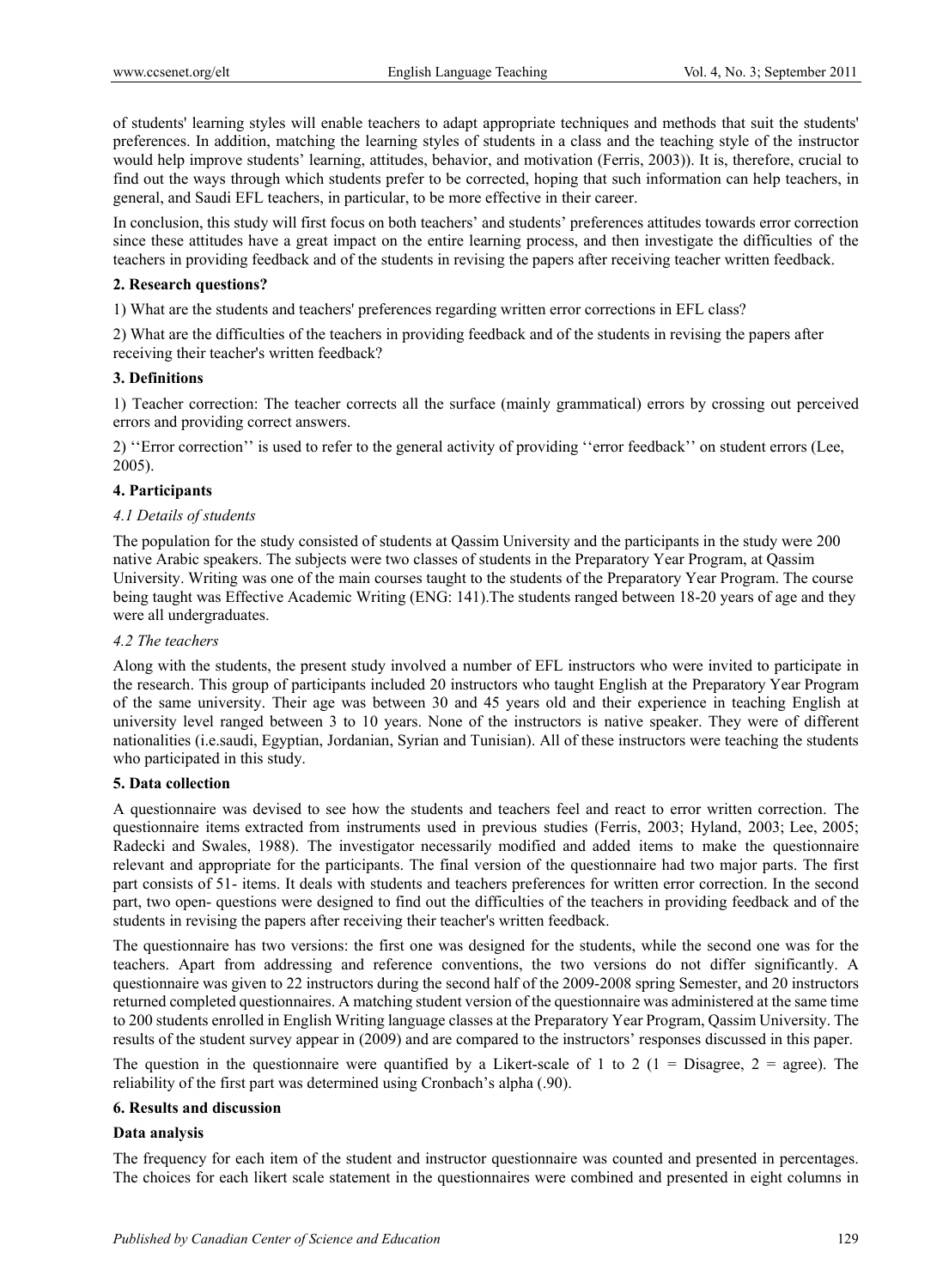of students' learning styles will enable teachers to adapt appropriate techniques and methods that suit the students' preferences. In addition, matching the learning styles of students in a class and the teaching style of the instructor would help improve students' learning, attitudes, behavior, and motivation (Ferris, 2003)). It is, therefore, crucial to find out the ways through which students prefer to be corrected, hoping that such information can help teachers, in general, and Saudi EFL teachers, in particular, to be more effective in their career.

In conclusion, this study will first focus on both teachers' and students' preferences attitudes towards error correction since these attitudes have a great impact on the entire learning process, and then investigate the difficulties of the teachers in providing feedback and of the students in revising the papers after receiving teacher written feedback.

## 2. Research questions?

1) What are the students and teachers' preferences regarding written error corrections in EFL class?

2) What are the difficulties of the teachers in providing feedback and of the students in revising the papers after receiving their teacher's written feedback?

## 3. Definitions

1) Teacher correction: The teacher corrects all the surface (mainly grammatical) errors by crossing out perceived errors and providing correct answers.

2) ''Error correction'' is used to refer to the general activity of providing ''error feedback'' on student errors (Lee, 2005).

## 4. Participants

### *4.1 Details of students*

The population for the study consisted of students at Qassim University and the participants in the study were 200 native Arabic speakers. The subjects were two classes of students in the Preparatory Year Program, at Qassim University. Writing was one of the main courses taught to the students of the Preparatory Year Program. The course being taught was Effective Academic Writing (ENG: 141).The students ranged between 18-20 years of age and they were all undergraduates.

### *4.2 The teachers*

Along with the students, the present study involved a number of EFL instructors who were invited to participate in the research. This group of participants included 20 instructors who taught English at the Preparatory Year Program of the same university. Their age was between 30 and 45 years old and their experience in teaching English at university level ranged between 3 to 10 years. None of the instructors is native speaker. They were of different nationalities (i.e.saudi, Egyptian, Jordanian, Syrian and Tunisian). All of these instructors were teaching the students who participated in this study.

## 5. Data collection

A questionnaire was devised to see how the students and teachers feel and react to error written correction. The questionnaire items extracted from instruments used in previous studies (Ferris, 2003; Hyland, 2003; Lee, 2005; Radecki and Swales, 1988). The investigator necessarily modified and added items to make the questionnaire relevant and appropriate for the participants. The final version of the questionnaire had two major parts. The first part consists of 51- items. It deals with students and teachers preferences for written error correction. In the second part, two open- questions were designed to find out the difficulties of the teachers in providing feedback and of the students in revising the papers after receiving their teacher's written feedback.

The questionnaire has two versions: the first one was designed for the students, while the second one was for the teachers. Apart from addressing and reference conventions, the two versions do not differ significantly. A questionnaire was given to 22 instructors during the second half of the 2009-2008 spring Semester, and 20 instructors returned completed questionnaires. A matching student version of the questionnaire was administered at the same time to 200 students enrolled in English Writing language classes at the Preparatory Year Program, Qassim University. The results of the student survey appear in (2009) and are compared to the instructors' responses discussed in this paper.

The question in the questionnaire were quantified by a Likert-scale of 1 to 2 (1 = Disagree, 2 = agree). The reliability of the first part was determined using Cronbach's alpha (.90).

## 6. Results and discussion

**Data analysis**

The frequency for each item of the student and instructor questionnaire was counted and presented in percentages. The choices for each likert scale statement in the questionnaires were combined and presented in eight columns in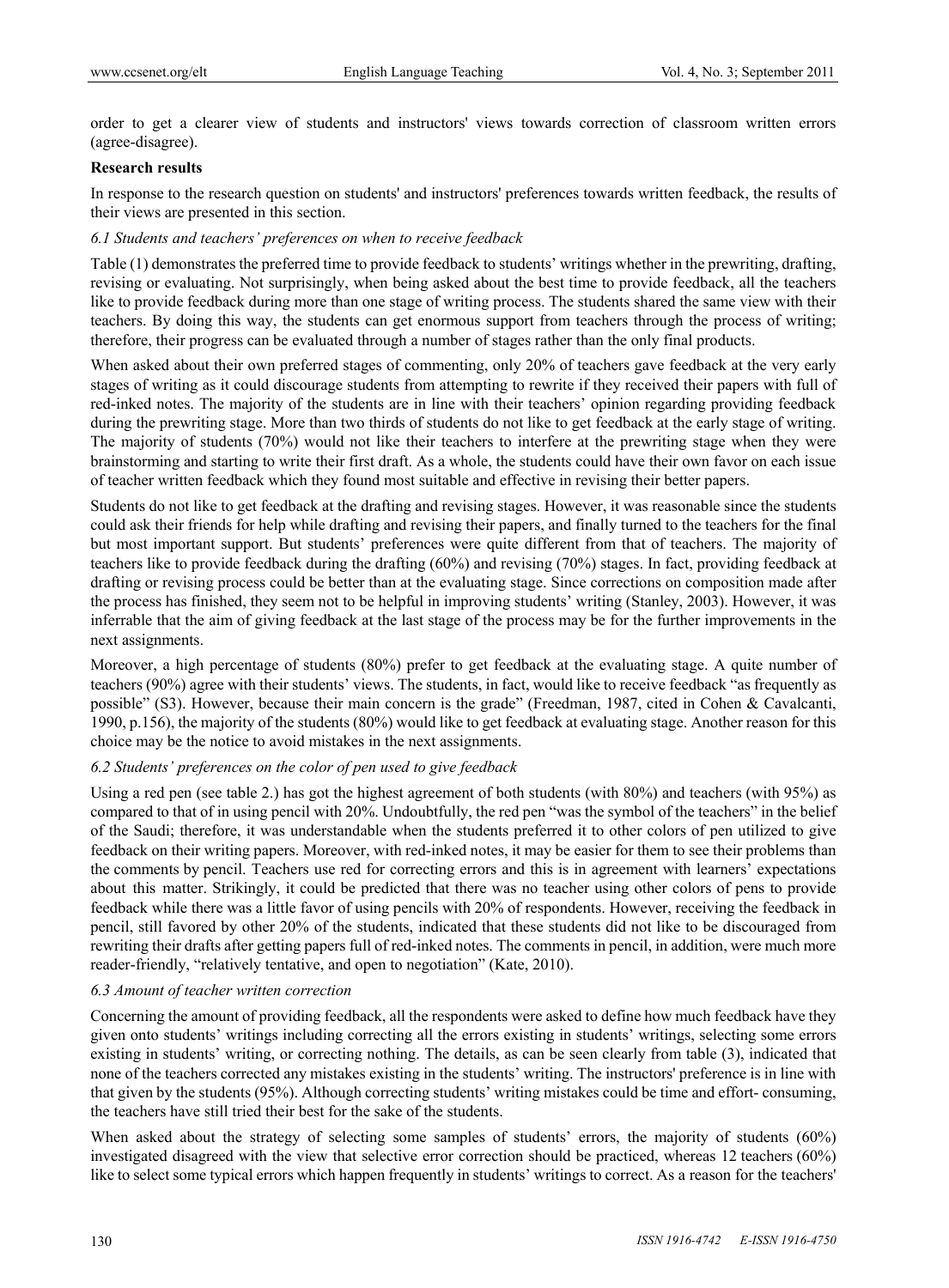order to get a clearer view of students and instructors' views towards correction of classroom written errors (agree-disagree).

**Research results**

In response to the research question on students' and instructors' preferences towards written feedback, the results of their views are presented in this section.

*6.1 Students and teachers' preferences on when to receive feedback*

Table (1) demonstrates the preferred time to provide feedback to students' writings whether in the prewriting, drafting, revising or evaluating. Not surprisingly, when being asked about the best time to provide feedback, all the teachers like to provide feedback during more than one stage of writing process. The students shared the same view with their teachers. By doing this way, the students can get enormous support from teachers through the process of writing; therefore, their progress can be evaluated through a number of stages rather than the only final products.

When asked about their own preferred stages of commenting, only 20% of teachers gave feedback at the very early stages of writing as it could discourage students from attempting to rewrite if they received their papers with full of red-inked notes. The majority of the students are in line with their teachers' opinion regarding providing feedback during the prewriting stage. More than two thirds of students do not like to get feedback at the early stage of writing. The majority of students (70%) would not like their teachers to interfere at the prewriting stage when they were brainstorming and starting to write their first draft. As a whole, the students could have their own favor on each issue of teacher written feedback which they found most suitable and effective in revising their better papers.

Students do not like to get feedback at the drafting and revising stages. However, it was reasonable since the students could ask their friends for help while drafting and revising their papers, and finally turned to the teachers for the final but most important support. But students' preferences were quite different from that of teachers. The majority of teachers like to provide feedback during the drafting (60%) and revising (70%) stages. In fact, providing feedback at drafting or revising process could be better than at the evaluating stage. Since corrections on composition made after the process has finished, they seem not to be helpful in improving students' writing (Stanley, 2003). However, it was inferrable that the aim of giving feedback at the last stage of the process may be for the further improvements in the next assignments.

Moreover, a high percentage of students (80%) prefer to get feedback at the evaluating stage. A quite number of teachers (90%) agree with their students' views. The students, in fact, would like to receive feedback "as frequently as possible" (S3). However, because their main concern is the grade" (Freedman, 1987, cited in Cohen & Cavalcanti, 1990, p.156), the majority of the students (80%) would like to get feedback at evaluating stage. Another reason for this choice may be the notice to avoid mistakes in the next assignments.

*6.2 Students' preferences on the color of pen used to give feedback*

Using a red pen (see table 2.) has got the highest agreement of both students (with 80%) and teachers (with 95%) as compared to that of in using pencil with 20%. Undoubtfully, the red pen "was the symbol of the teachers" in the belief of the Saudi; therefore, it was understandable when the students preferred it to other colors of pen utilized to give feedback on their writing papers. Moreover, with red-inked notes, it may be easier for them to see their problems than the comments by pencil. Teachers use red for correcting errors and this is in agreement with learners' expectations about this matter. Strikingly, it could be predicted that there was no teacher using other colors of pens to provide feedback while there was a little favor of using pencils with 20% of respondents. However, receiving the feedback in pencil, still favored by other 20% of the students, indicated that these students did not like to be discouraged from rewriting their drafts after getting papers full of red-inked notes. The comments in pencil, in addition, were much more reader-friendly, "relatively tentative, and open to negotiation" (Kate, 2010).

*6.3 Amount of teacher written correction*

Concerning the amount of providing feedback, all the respondents were asked to define how much feedback have they given onto students' writings including correcting all the errors existing in students' writings, selecting some errors existing in students' writing, or correcting nothing. The details, as can be seen clearly from table (3), indicated that none of the teachers corrected any mistakes existing in the students' writing. The instructors' preference is in line with that given by the students (95%). Although correcting students' writing mistakes could be time and effort- consuming, the teachers have still tried their best for the sake of the students.

When asked about the strategy of selecting some samples of students' errors, the majority of students (60%) investigated disagreed with the view that selective error correction should be practiced, whereas 12 teachers (60%) like to select some typical errors which happen frequently in students' writings to correct. As a reason for the teachers'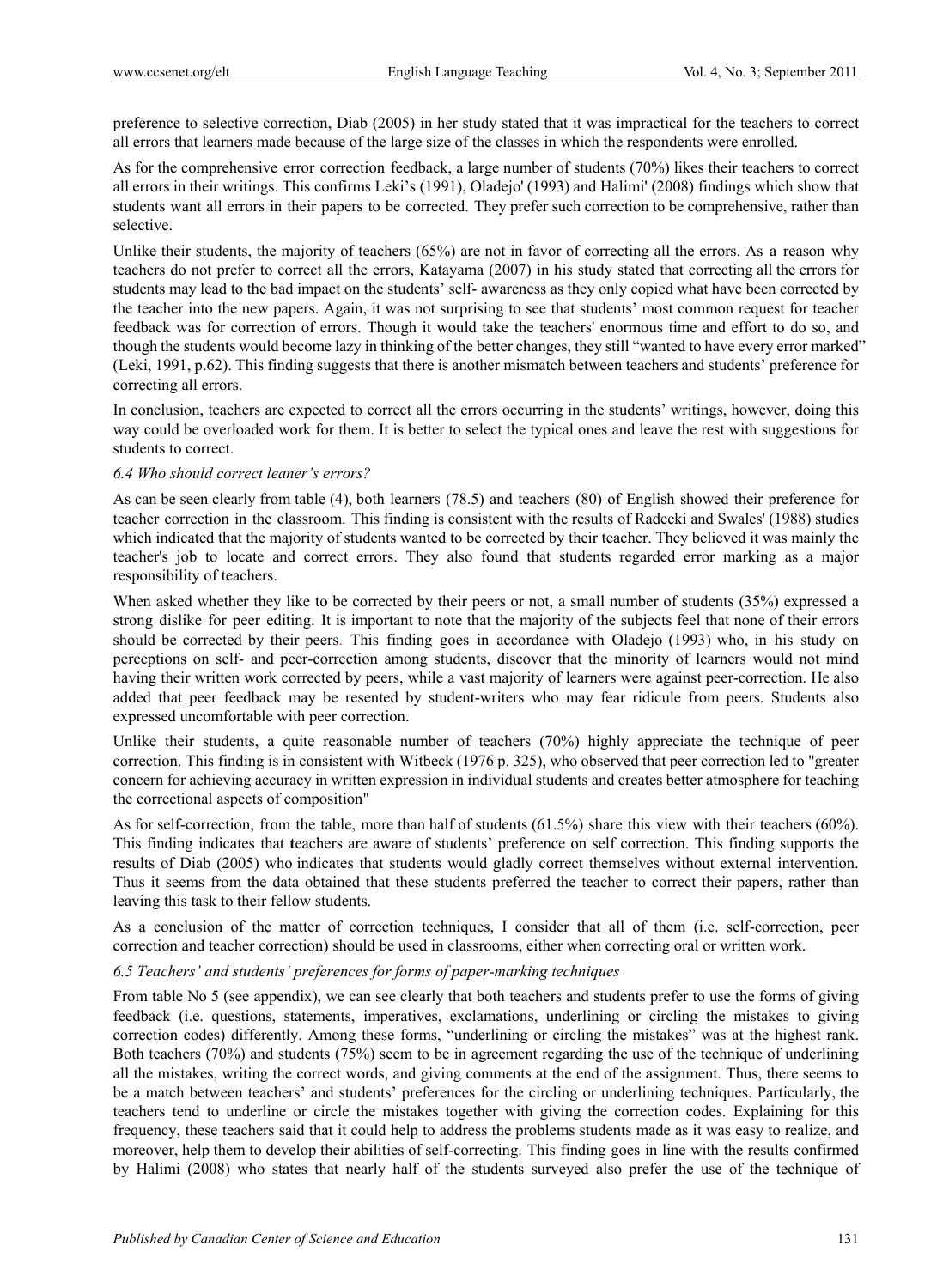preference to selective correction, Diab (2005) in her study stated that it was impractical for the teachers to correct all errors that learners made because of the large size of the classes in which the respondents were enrolled.

As for the comprehensive error correction feedback, a large number of students (70%) likes their teachers to correct all errors in their writings. This confirms Leki's (1991), Oladejo' (1993) and Halimi' (2008) findings which show that students want all errors in their papers to be corrected. They prefer such correction to be comprehensive, rather than selective.

Unlike their students, the majority of teachers (65%) are not in favor of correcting all the errors. As a reason why teachers do not prefer to correct all the errors, Katayama (2007) in his study stated that correcting all the errors for students may lead to the bad impact on the students' self- awareness as they only copied what have been corrected by the teacher into the new papers. Again, it was not surprising to see that students' most common request for teacher feedback was for correction of errors. Though it would take the teachers' enormous time and effort to do so, and though the students would become lazy in thinking of the better changes, they still "wanted to have every error marked" (Leki, 1991, p.62). This finding suggests that there is another mismatch between teachers and students' preference for correcting all errors.

In conclusion, teachers are expected to correct all the errors occurring in the students' writings, however, doing this way could be overloaded work for them. It is better to select the typical ones and leave the rest with suggestions for students to correct.

### *6.4 Who should correct leaner's errors?*

As can be seen clearly from table (4), both learners (78.5) and teachers (80) of English showed their preference for teacher correction in the classroom. This finding is consistent with the results of Radecki and Swales' (1988) studies which indicated that the majority of students wanted to be corrected by their teacher. They believed it was mainly the teacher's job to locate and correct errors. They also found that students regarded error marking as a major responsibility of teachers.

When asked whether they like to be corrected by their peers or not, a small number of students (35%) expressed a strong dislike for peer editing. It is important to note that the majority of the subjects feel that none of their errors should be corrected by their peers. This finding goes in accordance with Oladejo (1993) who, in his study on perceptions on self- and peer-correction among students, discover that the minority of learners would not mind having their written work corrected by peers, while a vast majority of learners were against peer-correction. He also added that peer feedback may be resented by student-writers who may fear ridicule from peers. Students also expressed uncomfortable with peer correction.

Unlike their students, a quite reasonable number of teachers (70%) highly appreciate the technique of peer correction. This finding is in consistent with Witbeck (1976 p. 325), who observed that peer correction led to "greater concern for achieving accuracy in written expression in individual students and creates better atmosphere for teaching the correctional aspects of composition"

As for self-correction, from the table, more than half of students (61.5%) share this view with their teachers (60%). This finding indicates that **t**eachers are aware of students' preference on self correction. This finding supports the results of Diab (2005) who indicates that students would gladly correct themselves without external intervention. Thus it seems from the data obtained that these students preferred the teacher to correct their papers, rather than leaving this task to their fellow students.

As a conclusion of the matter of correction techniques, I consider that all of them (i.e. self-correction, peer correction and teacher correction) should be used in classrooms, either when correcting oral or written work.

### *6.5 Teachers' and students' preferences for forms of paper-marking techniques*

From table No 5 (see appendix), we can see clearly that both teachers and students prefer to use the forms of giving feedback (i.e. questions, statements, imperatives, exclamations, underlining or circling the mistakes to giving correction codes) differently. Among these forms, "underlining or circling the mistakes" was at the highest rank. Both teachers (70%) and students (75%) seem to be in agreement regarding the use of the technique of underlining all the mistakes, writing the correct words, and giving comments at the end of the assignment. Thus, there seems to be a match between teachers' and students' preferences for the circling or underlining techniques. Particularly, the teachers tend to underline or circle the mistakes together with giving the correction codes. Explaining for this frequency, these teachers said that it could help to address the problems students made as it was easy to realize, and moreover, help them to develop their abilities of self-correcting. This finding goes in line with the results confirmed by Halimi (2008) who states that nearly half of the students surveyed also prefer the use of the technique of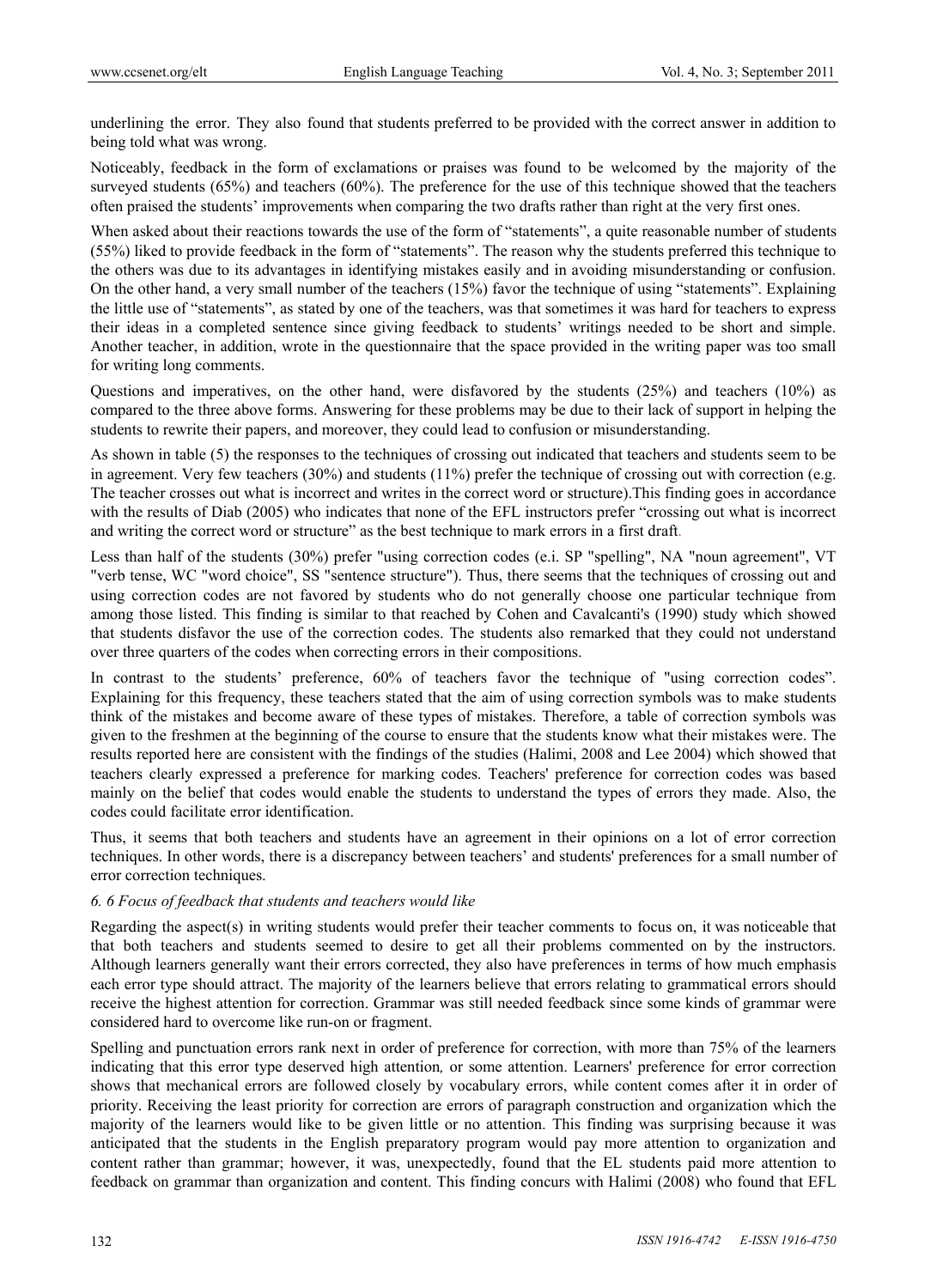underlining the error. They also found that students preferred to be provided with the correct answer in addition to being told what was wrong.

Noticeably, feedback in the form of exclamations or praises was found to be welcomed by the majority of the surveyed students (65%) and teachers (60%). The preference for the use of this technique showed that the teachers often praised the students' improvements when comparing the two drafts rather than right at the very first ones.

When asked about their reactions towards the use of the form of "statements", a quite reasonable number of students (55%) liked to provide feedback in the form of "statements". The reason why the students preferred this technique to the others was due to its advantages in identifying mistakes easily and in avoiding misunderstanding or confusion. On the other hand, a very small number of the teachers (15%) favor the technique of using "statements". Explaining the little use of "statements", as stated by one of the teachers, was that sometimes it was hard for teachers to express their ideas in a completed sentence since giving feedback to students' writings needed to be short and simple. Another teacher, in addition, wrote in the questionnaire that the space provided in the writing paper was too small for writing long comments.

Questions and imperatives, on the other hand, were disfavored by the students (25%) and teachers (10%) as compared to the three above forms. Answering for these problems may be due to their lack of support in helping the students to rewrite their papers, and moreover, they could lead to confusion or misunderstanding.

As shown in table (5) the responses to the techniques of crossing out indicated that teachers and students seem to be in agreement. Very few teachers (30%) and students (11%) prefer the technique of crossing out with correction (e.g. The teacher crosses out what is incorrect and writes in the correct word or structure).This finding goes in accordance with the results of Diab (2005) who indicates that none of the EFL instructors prefer "crossing out what is incorrect and writing the correct word or structure" as the best technique to mark errors in a first draft.

Less than half of the students (30%) prefer "using correction codes (e.i. SP "spelling", NA "noun agreement", VT "verb tense, WC "word choice", SS "sentence structure"). Thus, there seems that the techniques of crossing out and using correction codes are not favored by students who do not generally choose one particular technique from among those listed. This finding is similar to that reached by Cohen and Cavalcanti's (1990) study which showed that students disfavor the use of the correction codes. The students also remarked that they could not understand over three quarters of the codes when correcting errors in their compositions.

In contrast to the students' preference, 60% of teachers favor the technique of "using correction codes". Explaining for this frequency, these teachers stated that the aim of using correction symbols was to make students think of the mistakes and become aware of these types of mistakes. Therefore, a table of correction symbols was given to the freshmen at the beginning of the course to ensure that the students know what their mistakes were. The results reported here are consistent with the findings of the studies (Halimi, 2008 and Lee 2004) which showed that teachers clearly expressed a preference for marking codes. Teachers' preference for correction codes was based mainly on the belief that codes would enable the students to understand the types of errors they made. Also, the codes could facilitate error identification.

Thus, it seems that both teachers and students have an agreement in their opinions on a lot of error correction techniques. In other words, there is a discrepancy between teachers' and students' preferences for a small number of error correction techniques.

*6. 6 Focus of feedback that students and teachers would like*

Regarding the aspect(s) in writing students would prefer their teacher comments to focus on, it was noticeable that that both teachers and students seemed to desire to get all their problems commented on by the instructors. Although learners generally want their errors corrected, they also have preferences in terms of how much emphasis each error type should attract. The majority of the learners believe that errors relating to grammatical errors should receive the highest attention for correction. Grammar was still needed feedback since some kinds of grammar were considered hard to overcome like run-on or fragment.

Spelling and punctuation errors rank next in order of preference for correction, with more than 75% of the learners indicating that this error type deserved high attention*,* or some attention. Learners' preference for error correction shows that mechanical errors are followed closely by vocabulary errors, while content comes after it in order of priority. Receiving the least priority for correction are errors of paragraph construction and organization which the majority of the learners would like to be given little or no attention. This finding was surprising because it was anticipated that the students in the English preparatory program would pay more attention to organization and content rather than grammar; however, it was, unexpectedly, found that the EL students paid more attention to feedback on grammar than organization and content. This finding concurs with Halimi (2008) who found that EFL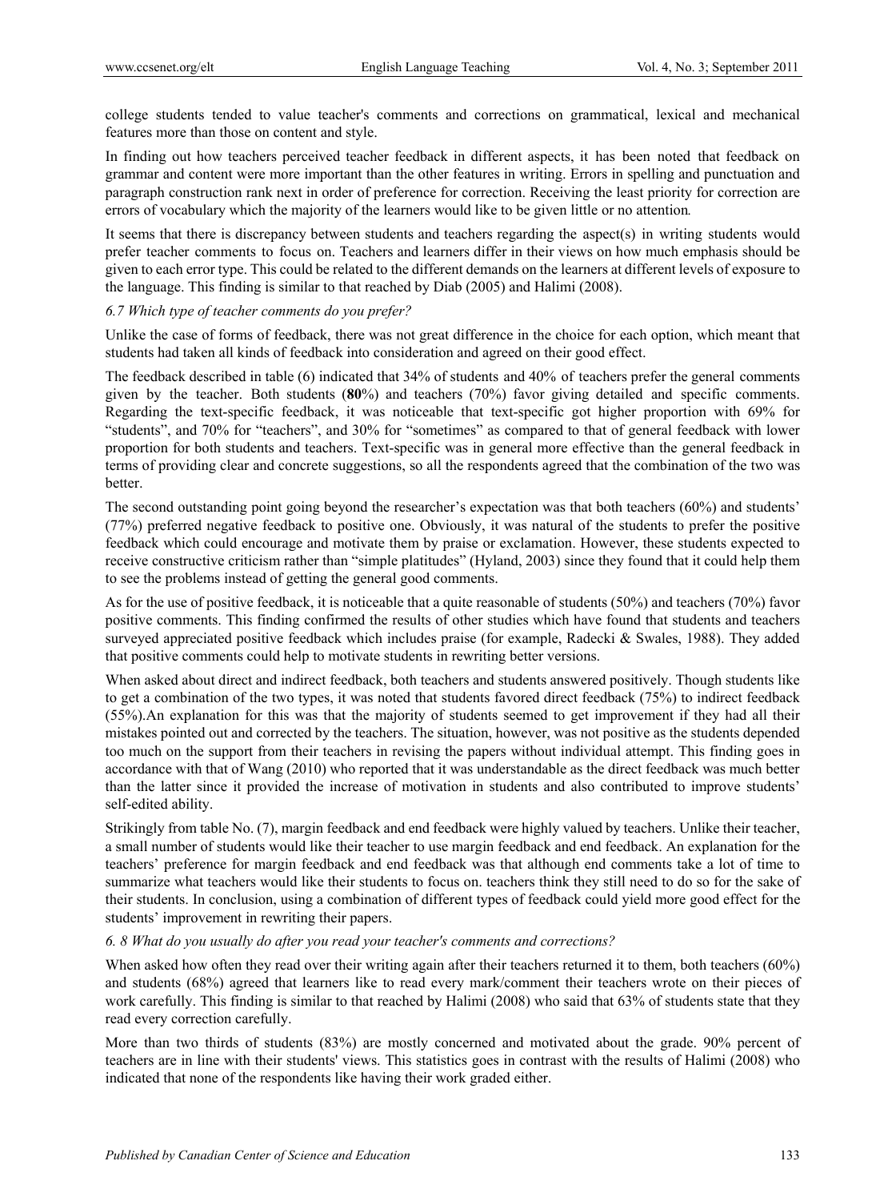college students tended to value teacher's comments and corrections on grammatical, lexical and mechanical features more than those on content and style.

In finding out how teachers perceived teacher feedback in different aspects, it has been noted that feedback on grammar and content were more important than the other features in writing. Errors in spelling and punctuation and paragraph construction rank next in order of preference for correction. Receiving the least priority for correction are errors of vocabulary which the majority of the learners would like to be given little or no attention*.*

It seems that there is discrepancy between students and teachers regarding the aspect(s) in writing students would prefer teacher comments to focus on. Teachers and learners differ in their views on how much emphasis should be given to each error type. This could be related to the different demands on the learners at different levels of exposure to the language. This finding is similar to that reached by Diab (2005) and Halimi (2008).

### *6.7 Which type of teacher comments do you prefer?*

Unlike the case of forms of feedback, there was not great difference in the choice for each option, which meant that students had taken all kinds of feedback into consideration and agreed on their good effect.

The feedback described in table (6) indicated that 34% of students and 40% of teachers prefer the general comments given by the teacher. Both students (**80**%) and teachers (70%) favor giving detailed and specific comments. Regarding the text-specific feedback, it was noticeable that text-specific got higher proportion with 69% for "students", and 70% for "teachers", and 30% for "sometimes" as compared to that of general feedback with lower proportion for both students and teachers. Text-specific was in general more effective than the general feedback in terms of providing clear and concrete suggestions, so all the respondents agreed that the combination of the two was better.

The second outstanding point going beyond the researcher's expectation was that both teachers (60%) and students' (77%) preferred negative feedback to positive one. Obviously, it was natural of the students to prefer the positive feedback which could encourage and motivate them by praise or exclamation. However, these students expected to receive constructive criticism rather than "simple platitudes" (Hyland, 2003) since they found that it could help them to see the problems instead of getting the general good comments.

As for the use of positive feedback, it is noticeable that a quite reasonable of students (50%) and teachers (70%) favor positive comments. This finding confirmed the results of other studies which have found that students and teachers surveyed appreciated positive feedback which includes praise (for example, Radecki & Swales, 1988). They added that positive comments could help to motivate students in rewriting better versions.

When asked about direct and indirect feedback, both teachers and students answered positively. Though students like to get a combination of the two types, it was noted that students favored direct feedback (75%) to indirect feedback (55%).An explanation for this was that the majority of students seemed to get improvement if they had all their mistakes pointed out and corrected by the teachers. The situation, however, was not positive as the students depended too much on the support from their teachers in revising the papers without individual attempt. This finding goes in accordance with that of Wang (2010) who reported that it was understandable as the direct feedback was much better than the latter since it provided the increase of motivation in students and also contributed to improve students' self-edited ability.

Strikingly from table No. (7), margin feedback and end feedback were highly valued by teachers. Unlike their teacher, a small number of students would like their teacher to use margin feedback and end feedback. An explanation for the teachers' preference for margin feedback and end feedback was that although end comments take a lot of time to summarize what teachers would like their students to focus on. teachers think they still need to do so for the sake of their students. In conclusion, using a combination of different types of feedback could yield more good effect for the students' improvement in rewriting their papers.

### *6. 8 What do you usually do after you read your teacher's comments and corrections?*

When asked how often they read over their writing again after their teachers returned it to them, both teachers (60%) and students (68%) agreed that learners like to read every mark/comment their teachers wrote on their pieces of work carefully. This finding is similar to that reached by Halimi (2008) who said that 63% of students state that they read every correction carefully.

More than two thirds of students (83%) are mostly concerned and motivated about the grade. 90% percent of teachers are in line with their students' views. This statistics goes in contrast with the results of Halimi (2008) who indicated that none of the respondents like having their work graded either.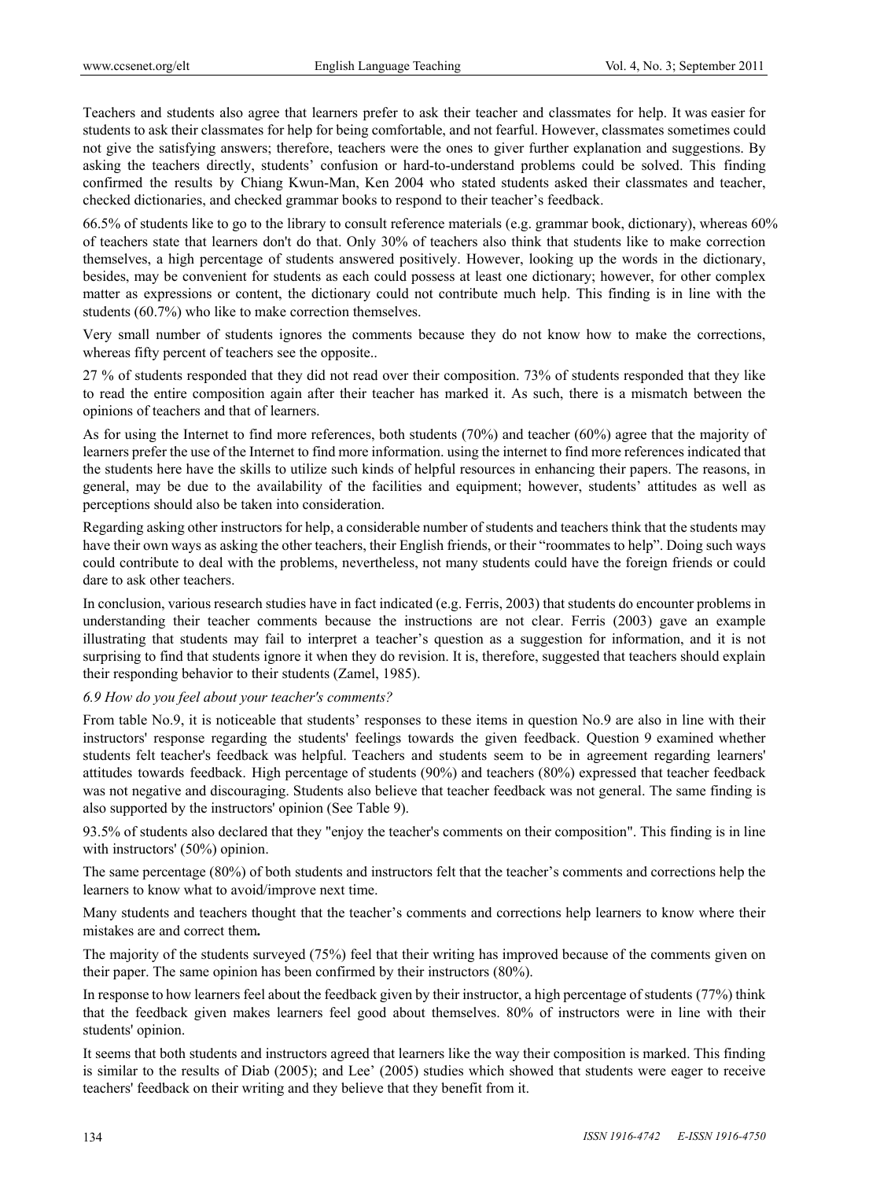Teachers and students also agree that learners prefer to ask their teacher and classmates for help. It was easier for students to ask their classmates for help for being comfortable, and not fearful. However, classmates sometimes could not give the satisfying answers; therefore, teachers were the ones to giver further explanation and suggestions. By asking the teachers directly, students' confusion or hard-to-understand problems could be solved. This finding confirmed the results by Chiang Kwun-Man, Ken 2004 who stated students asked their classmates and teacher, checked dictionaries, and checked grammar books to respond to their teacher's feedback.

66.5% of students like to go to the library to consult reference materials (e.g. grammar book, dictionary), whereas 60% of teachers state that learners don't do that. Only 30% of teachers also think that students like to make correction themselves, a high percentage of students answered positively. However, looking up the words in the dictionary, besides, may be convenient for students as each could possess at least one dictionary; however, for other complex matter as expressions or content, the dictionary could not contribute much help. This finding is in line with the students (60.7%) who like to make correction themselves.

Very small number of students ignores the comments because they do not know how to make the corrections, whereas fifty percent of teachers see the opposite..

27 % of students responded that they did not read over their composition. 73% of students responded that they like to read the entire composition again after their teacher has marked it. As such, there is a mismatch between the opinions of teachers and that of learners.

As for using the Internet to find more references, both students (70%) and teacher (60%) agree that the majority of learners prefer the use of the Internet to find more information. using the internet to find more references indicated that the students here have the skills to utilize such kinds of helpful resources in enhancing their papers. The reasons, in general, may be due to the availability of the facilities and equipment; however, students' attitudes as well as perceptions should also be taken into consideration.

Regarding asking other instructors for help, a considerable number of students and teachers think that the students may have their own ways as asking the other teachers, their English friends, or their "roommates to help". Doing such ways could contribute to deal with the problems, nevertheless, not many students could have the foreign friends or could dare to ask other teachers.

In conclusion, various research studies have in fact indicated (e.g. Ferris, 2003) that students do encounter problems in understanding their teacher comments because the instructions are not clear. Ferris (2003) gave an example illustrating that students may fail to interpret a teacher's question as a suggestion for information, and it is not surprising to find that students ignore it when they do revision. It is, therefore, suggested that teachers should explain their responding behavior to their students (Zamel, 1985).

*6.9 How do you feel about your teacher's comments?*

From table No.9, it is noticeable that students' responses to these items in question No.9 are also in line with their instructors' response regarding the students' feelings towards the given feedback. Question 9 examined whether students felt teacher's feedback was helpful. Teachers and students seem to be in agreement regarding learners' attitudes towards feedback. High percentage of students (90%) and teachers (80%) expressed that teacher feedback was not negative and discouraging. Students also believe that teacher feedback was not general. The same finding is also supported by the instructors' opinion (See Table 9).

93.5% of students also declared that they "enjoy the teacher's comments on their composition". This finding is in line with instructors' (50%) opinion.

The same percentage (80%) of both students and instructors felt that the teacher's comments and corrections help the learners to know what to avoid/improve next time.

Many students and teachers thought that the teacher's comments and corrections help learners to know where their mistakes are and correct them**.**

The majority of the students surveyed (75%) feel that their writing has improved because of the comments given on their paper. The same opinion has been confirmed by their instructors (80%).

In response to how learners feel about the feedback given by their instructor, a high percentage of students (77%) think that the feedback given makes learners feel good about themselves. 80% of instructors were in line with their students' opinion.

It seems that both students and instructors agreed that learners like the way their composition is marked. This finding is similar to the results of Diab (2005); and Lee' (2005) studies which showed that students were eager to receive teachers' feedback on their writing and they believe that they benefit from it.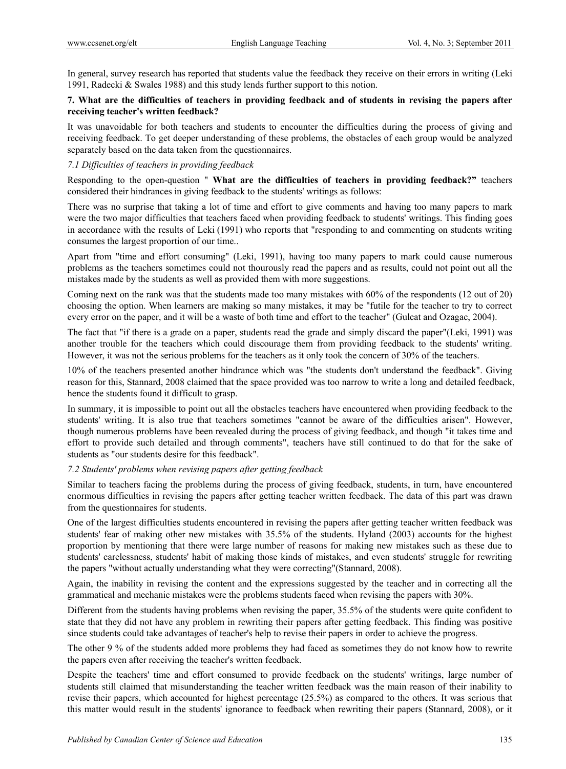In general, survey research has reported that students value the feedback they receive on their errors in writing (Leki 1991, Radecki & Swales 1988) and this study lends further support to this notion.

**7. What are the difficulties of teachers in providing feedback and of students in revising the papers after receiving teacher's written feedback?**

It was unavoidable for both teachers and students to encounter the difficulties during the process of giving and receiving feedback. To get deeper understanding of these problems, the obstacles of each group would be analyzed separately based on the data taken from the questionnaires.

*7.1 Difficulties of teachers in providing feedback*

Responding to the open-question " **What are the difficulties of teachers in providing feedback?"** teachers considered their hindrances in giving feedback to the students' writings as follows:

There was no surprise that taking a lot of time and effort to give comments and having too many papers to mark were the two major difficulties that teachers faced when providing feedback to students' writings. This finding goes in accordance with the results of Leki (1991) who reports that "responding to and commenting on students writing consumes the largest proportion of our time..

Apart from "time and effort consuming" (Leki, 1991), having too many papers to mark could cause numerous problems as the teachers sometimes could not thourously read the papers and as results, could not point out all the mistakes made by the students as well as provided them with more suggestions.

Coming next on the rank was that the students made too many mistakes with 60% of the respondents (12 out of 20) choosing the option. When learners are making so many mistakes, it may be "futile for the teacher to try to correct every error on the paper, and it will be a waste of both time and effort to the teacher" (Gulcat and Ozagac, 2004).

The fact that "if there is a grade on a paper, students read the grade and simply discard the paper"(Leki, 1991) was another trouble for the teachers which could discourage them from providing feedback to the students' writing. However, it was not the serious problems for the teachers as it only took the concern of 30% of the teachers.

10% of the teachers presented another hindrance which was "the students don't understand the feedback". Giving reason for this, Stannard, 2008 claimed that the space provided was too narrow to write a long and detailed feedback, hence the students found it difficult to grasp.

In summary, it is impossible to point out all the obstacles teachers have encountered when providing feedback to the students' writing. It is also true that teachers sometimes "cannot be aware of the difficulties arisen". However, though numerous problems have been revealed during the process of giving feedback, and though "it takes time and effort to provide such detailed and through comments", teachers have still continued to do that for the sake of students as "our students desire for this feedback".

*7.2 Students' problems when revising papers after getting feedback*

Similar to teachers facing the problems during the process of giving feedback, students, in turn, have encountered enormous difficulties in revising the papers after getting teacher written feedback. The data of this part was drawn from the questionnaires for students.

One of the largest difficulties students encountered in revising the papers after getting teacher written feedback was students' fear of making other new mistakes with 35.5% of the students. Hyland (2003) accounts for the highest proportion by mentioning that there were large number of reasons for making new mistakes such as these due to students' carelessness, students' habit of making those kinds of mistakes, and even students' struggle for rewriting the papers "without actually understanding what they were correcting"(Stannard, 2008).

Again, the inability in revising the content and the expressions suggested by the teacher and in correcting all the grammatical and mechanic mistakes were the problems students faced when revising the papers with 30%.

Different from the students having problems when revising the paper, 35.5% of the students were quite confident to state that they did not have any problem in rewriting their papers after getting feedback. This finding was positive since students could take advantages of teacher's help to revise their papers in order to achieve the progress.

The other 9 % of the students added more problems they had faced as sometimes they do not know how to rewrite the papers even after receiving the teacher's written feedback.

Despite the teachers' time and effort consumed to provide feedback on the students' writings, large number of students still claimed that misunderstanding the teacher written feedback was the main reason of their inability to revise their papers, which accounted for highest percentage (25.5%) as compared to the others. It was serious that this matter would result in the students' ignorance to feedback when rewriting their papers (Stannard, 2008), or it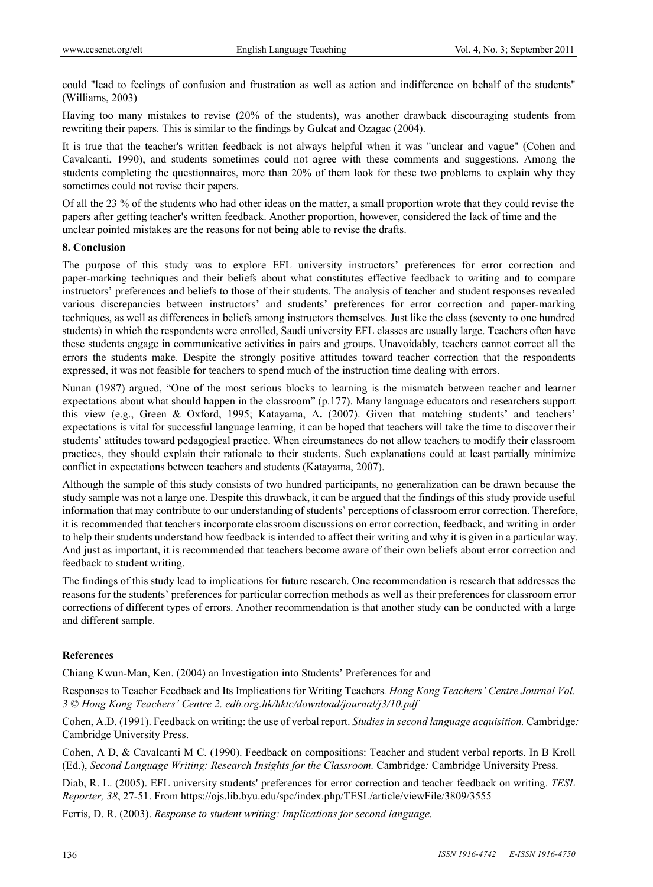could "lead to feelings of confusion and frustration as well as action and indifference on behalf of the students" (Williams, 2003)

Having too many mistakes to revise (20% of the students), was another drawback discouraging students from rewriting their papers. This is similar to the findings by Gulcat and Ozagac (2004).

It is true that the teacher's written feedback is not always helpful when it was "unclear and vague" (Cohen and Cavalcanti, 1990), and students sometimes could not agree with these comments and suggestions. Among the students completing the questionnaires, more than 20% of them look for these two problems to explain why they sometimes could not revise their papers.

Of all the 23 % of the students who had other ideas on the matter, a small proportion wrote that they could revise the papers after getting teacher's written feedback. Another proportion, however, considered the lack of time and the unclear pointed mistakes are the reasons for not being able to revise the drafts.

## 8. Conclusion

The purpose of this study was to explore EFL university instructors' preferences for error correction and paper-marking techniques and their beliefs about what constitutes effective feedback to writing and to compare instructors' preferences and beliefs to those of their students. The analysis of teacher and student responses revealed various discrepancies between instructors' and students' preferences for error correction and paper-marking techniques, as well as differences in beliefs among instructors themselves. Just like the class (seventy to one hundred students) in which the respondents were enrolled, Saudi university EFL classes are usually large. Teachers often have these students engage in communicative activities in pairs and groups. Unavoidably, teachers cannot correct all the errors the students make. Despite the strongly positive attitudes toward teacher correction that the respondents expressed, it was not feasible for teachers to spend much of the instruction time dealing with errors.

Nunan (1987) argued, "One of the most serious blocks to learning is the mismatch between teacher and learner expectations about what should happen in the classroom" (p.177). Many language educators and researchers support this view (e.g., Green & Oxford, 1995; Katayama, A**.** (2007). Given that matching students' and teachers' expectations is vital for successful language learning, it can be hoped that teachers will take the time to discover their students' attitudes toward pedagogical practice. When circumstances do not allow teachers to modify their classroom practices, they should explain their rationale to their students. Such explanations could at least partially minimize conflict in expectations between teachers and students (Katayama, 2007).

Although the sample of this study consists of two hundred participants, no generalization can be drawn because the study sample was not a large one. Despite this drawback, it can be argued that the findings of this study provide useful information that may contribute to our understanding of students' perceptions of classroom error correction. Therefore, it is recommended that teachers incorporate classroom discussions on error correction, feedback, and writing in order to help their students understand how feedback is intended to affect their writing and why it is given in a particular way. And just as important, it is recommended that teachers become aware of their own beliefs about error correction and feedback to student writing.

The findings of this study lead to implications for future research. One recommendation is research that addresses the reasons for the students' preferences for particular correction methods as well as their preferences for classroom error corrections of different types of errors. Another recommendation is that another study can be conducted with a large and different sample.

## References

Chiang Kwun-Man, Ken. (2004) an Investigation into Students' Preferences for and

Responses to Teacher Feedback and Its Implications for Writing Teachers*. Hong Kong Teachers' Centre Journal Vol. 3 © Hong Kong Teachers' Centre 2. edb.org.hk/hktc/download/journal/j3/10.pdf*

Cohen, A.D. (1991). Feedback on writing: the use of verbal report. *Studies in second language acquisition.* Cambridge*:* Cambridge University Press.

Cohen, A D, & Cavalcanti M C. (1990). Feedback on compositions: Teacher and student verbal reports. In B Kroll (Ed.), *Second Language Writing: Research Insights for the Classroom.* Cambridge*:* Cambridge University Press.

Diab, R. L. (2005). EFL university students' preferences for error correction and teacher feedback on writing. *TESL Reporter, 38*, 27-51. From https://ojs.lib.byu.edu/spc/index.php/TESL/article/viewFile/3809/3555

Ferris, D. R. (2003). *Response to student writing: Implications for second language.*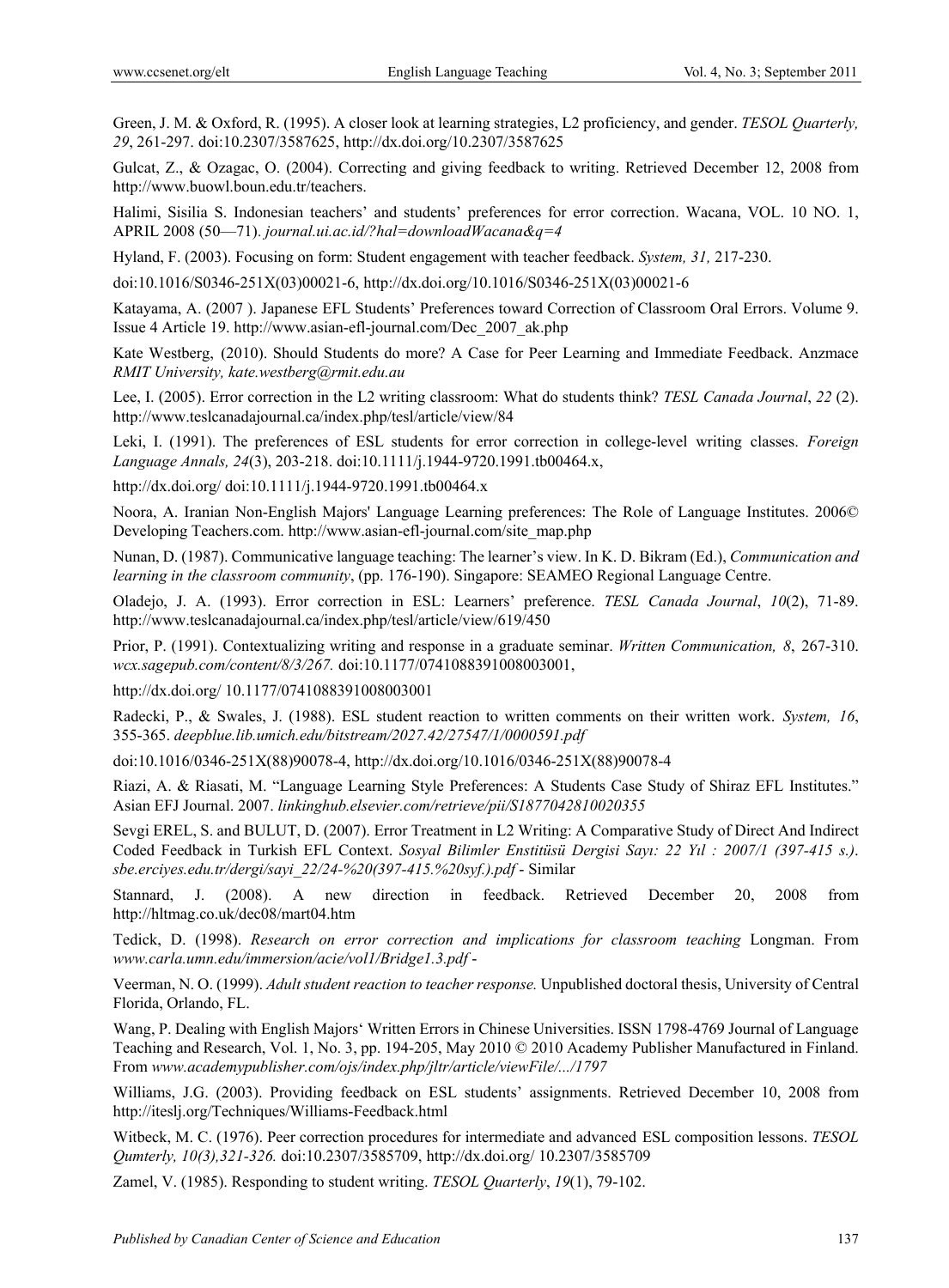Green, J. M. & Oxford, R. (1995). A closer look at learning strategies, L2 proficiency, and gender. *TESOL Quarterly, 29*, 261-297. doi:10.2307/3587625, http://dx.doi.org/10.2307/3587625

Gulcat, Z., & Ozagac, O. (2004). Correcting and giving feedback to writing. Retrieved December 12, 2008 from http://www.buowl.boun.edu.tr/teachers.

Halimi, Sisilia S. Indonesian teachers' and students' preferences for error correction. Wacana, VOL. 10 NO. 1, APRIL 2008 (50—71)*. journal.ui.ac.id/?hal=downloadWacana&q=4*

Hyland, F. (2003). Focusing on form: Student engagement with teacher feedback. *System, 31,* 217-230.

doi:10.1016/S0346-251X(03)00021-6, http://dx.doi.org/10.1016/S0346-251X(03)00021-6

Katayama, A. (2007 ). Japanese EFL Students' Preferences toward Correction of Classroom Oral Errors. Volume 9. Issue 4 Article 19. http://www.asian-efl-journal.com/Dec_2007_ak.php

Kate Westberg, (2010). Should Students do more? A Case for Peer Learning and Immediate Feedback. Anzmace *RMIT University, kate.westberg@rmit.edu.au*

Lee, I. (2005). Error correction in the L2 writing classroom: What do students think? *TESL Canada Journal*, *22* (2). http://www.teslcanadajournal.ca/index.php/tesl/article/view/84

Leki, I. (1991). The preferences of ESL students for error correction in college-level writing classes. *Foreign Language Annals, 24*(3), 203-218. doi:10.1111/j.1944-9720.1991.tb00464.x,

http://dx.doi.org/ doi:10.1111/j.1944-9720.1991.tb00464.x

Noora, A. Iranian Non-English Majors' Language Learning preferences: The Role of Language Institutes. 2006© Developing Teachers.com. http://www.asian-efl-journal.com/site_map.php

Nunan, D. (1987). Communicative language teaching: The learner's view. In K. D. Bikram (Ed.), *Communication and learning in the classroom community*, (pp. 176-190). Singapore: SEAMEO Regional Language Centre.

Oladejo, J. A. (1993). Error correction in ESL: Learners' preference. *TESL Canada Journal*, *10*(2), 71-89. http://www.teslcanadajournal.ca/index.php/tesl/article/view/619/450

Prior, P. (1991). Contextualizing writing and response in a graduate seminar. *Written Communication, 8*, 267-310. *wcx.sagepub.com/content/8/3/267.* doi:10.1177/0741088391008003001,

http://dx.doi.org/ 10.1177/0741088391008003001

Radecki, P., & Swales, J. (1988). ESL student reaction to written comments on their written work. *System, 16*, 355-365. *deepblue.lib.umich.edu/bitstream/2027.42/27547/1/0000591.pdf*

doi:10.1016/0346-251X(88)90078-4, http://dx.doi.org/10.1016/0346-251X(88)90078-4

Riazi, A. & Riasati, M. "Language Learning Style Preferences: A Students Case Study of Shiraz EFL Institutes." Asian EFJ Journal. 2007. *linkinghub.elsevier.com/retrieve/pii/S1877042810020355*

Sevgi EREL, S. and BULUT, D. (2007). Error Treatment in L2 Writing: A Comparative Study of Direct And Indirect Coded Feedback in Turkish EFL Context. *Sosyal Bilimler Enstitüsü Dergisi Sayı: 22 Yıl : 2007/1 (397-415 s.)*. *sbe.erciyes.edu.tr/dergi/sayi_22/24-%20(397-415.%20syf.).pdf* - Similar

Stannard, J. (2008). A new direction in feedback. Retrieved December 20, 2008 from http://hltmag.co.uk/dec08/mart04.htm

Tedick, D. (1998). *Research on error correction and implications for classroom teaching* Longman. From *www.carla.umn.edu/immersion/acie/vol1/Bridge1.3.pdf* -

Veerman, N. O. (1999). *Adult student reaction to teacher response.* Unpublished doctoral thesis, University of Central Florida, Orlando, FL.

Wang, P. Dealing with English Majors' Written Errors in Chinese Universities. ISSN 1798-4769 Journal of Language Teaching and Research, Vol. 1, No. 3, pp. 194-205, May 2010 © 2010 Academy Publisher Manufactured in Finland. From *www.academypublisher.com/ojs/index.php/jltr/article/viewFile/.../1797*

Williams, J.G. (2003). Providing feedback on ESL students' assignments. Retrieved December 10, 2008 from http://iteslj.org/Techniques/Williams-Feedback.html

Witbeck, M. C. (1976). Peer correction procedures for intermediate and advanced ESL composition lessons. *TESOL Qumterly, 10(3),321-326.* doi:10.2307/3585709, http://dx.doi.org/ 10.2307/3585709

Zamel, V. (1985). Responding to student writing. *TESOL Quarterly*, *19*(1), 79-102.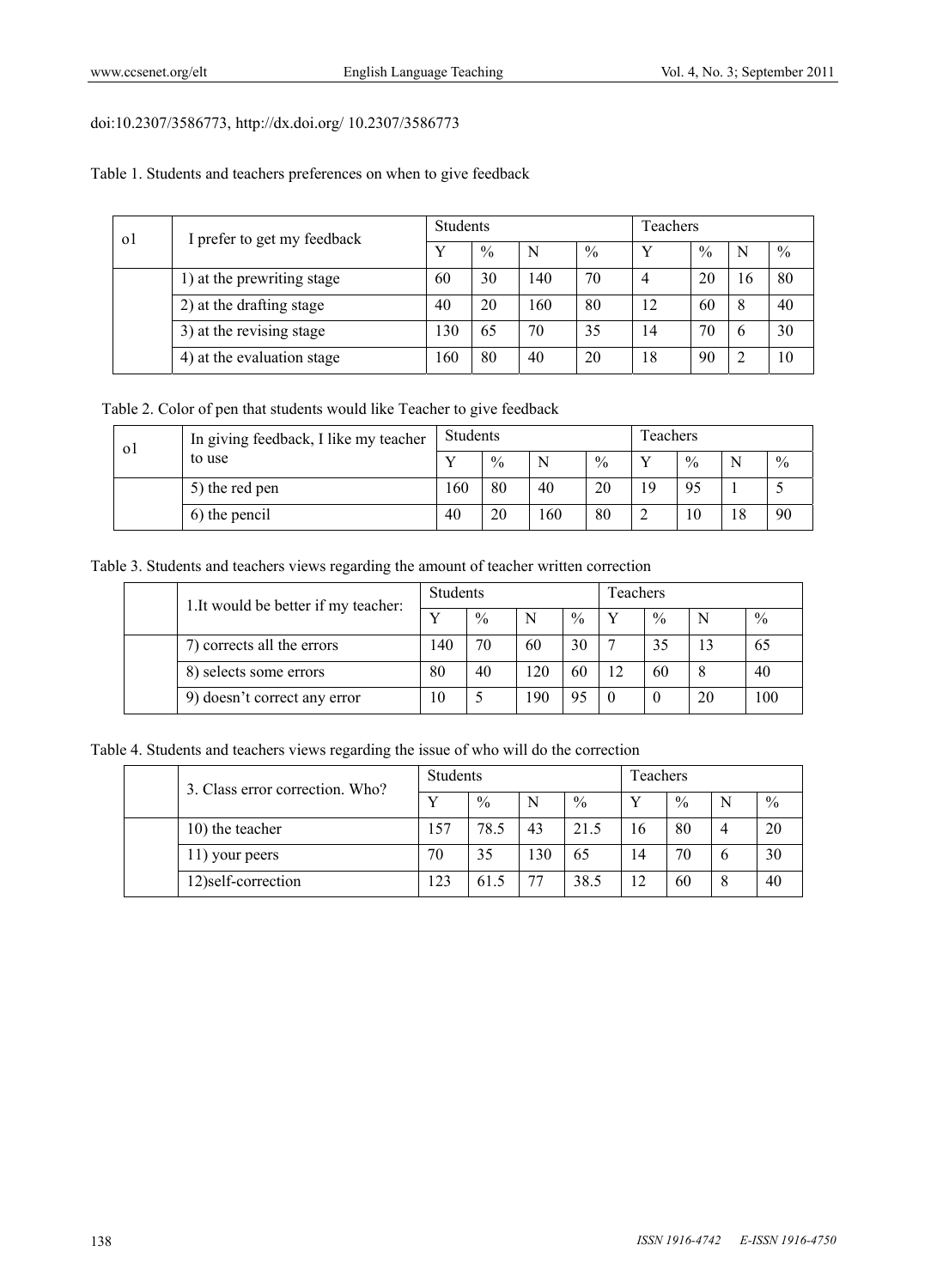doi:10.2307/3586773, http://dx.doi.org/ 10.2307/3586773

Table 1. Students and teachers preferences on when to give feedback

| o1 | I prefer to get my feedback | Students | | | | Teachers | | | |
|---|---|---|---|---|---|---|---|---|---|
| | | Y | % | N | % | Y | % | N | % |
| | 1) at the prewriting stage | 60 | 30 | 140 | 70 | 4 | 20 | 16 | 80 |
| | 2) at the drafting stage | 40 | 20 | 160 | 80 | 12 | 60 | 8 | 40 |
| | 3) at the revising stage | 130 | 65 | 70 | 35 | 14 | 70 | 6 | 30 |
| | 4) at the evaluation stage | 160 | 80 | 40 | 20 | 18 | 90 | 2 | 10 |

Table 2. Color of pen that students would like Teacher to give feedback

| o1 | In giving feedback, I like my teacher to use | Students | | | | Teachers | | | |
|---|---|---|---|---|---|---|---|---|---|
| | | Y | % | N | % | Y | % | N | % |
| | 5) the red pen | 160 | 80 | 40 | 20 | 19 | 95 | 1 | 5 |
| | 6) the pencil | 40 | 20 | 160 | 80 | 2 | 10 | 18 | 90 |

Table 3. Students and teachers views regarding the amount of teacher written correction

| | 1.It would be better if my teacher: | Students | | | | Teachers | | | |
|---|---|---|---|---|---|---|---|---|---|
| | | Y | % | N | % | Y | % | N | % |
| | 7) corrects all the errors | 140 | 70 | 60 | 30 | 7 | 35 | 13 | 65 |
| | 8) selects some errors | 80 | 40 | 120 | 60 | 12 | 60 | 8 | 40 |
| | 9) doesn't correct any error | 10 | 5 | 190 | 95 | 0 | 0 | 20 | 100 |

Table 4. Students and teachers views regarding the issue of who will do the correction

| | 3. Class error correction. Who? | Students | | | | Teachers | | | |
|---|---|---|---|---|---|---|---|---|---|
| | | Y | % | N | % | Y | % | N | % |
| | 10) the teacher | 157 | 78.5 | 43 | 21.5 | 16 | 80 | 4 | 20 |
| | 11) your peers | 70 | 35 | 130 | 65 | 14 | 70 | 6 | 30 |
| | 12)self-correction | 123 | 61.5 | 77 | 38.5 | 12 | 60 | 8 | 40 |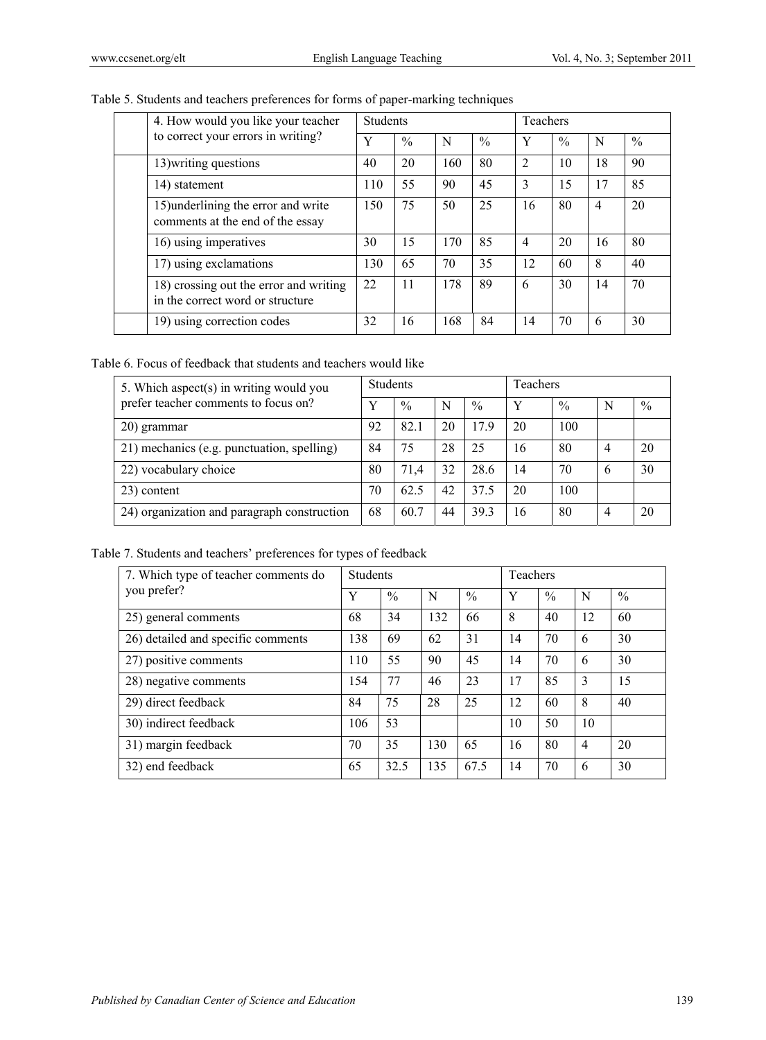Table 5. Students and teachers preferences for forms of paper-marking techniques

| 4. How would you like your teacher to correct your errors in writing? | Students | | | | Teachers | | | |
|---|---|---|---|---|---|---|---|---|
| | Y | % | N | % | Y | % | N | % |
| 13)writing questions | 40 | 20 | 160 | 80 | 2 | 10 | 18 | 90 |
| 14) statement | 110 | 55 | 90 | 45 | 3 | 15 | 17 | 85 |
| 15)underlining the error and write comments at the end of the essay | 150 | 75 | 50 | 25 | 16 | 80 | 4 | 20 |
| 16) using imperatives | 30 | 15 | 170 | 85 | 4 | 20 | 16 | 80 |
| 17) using exclamations | 130 | 65 | 70 | 35 | 12 | 60 | 8 | 40 |
| 18) crossing out the error and writing in the correct word or structure | 22 | 11 | 178 | 89 | 6 | 30 | 14 | 70 |
| 19) using correction codes | 32 | 16 | 168 | 84 | 14 | 70 | 6 | 30 |

Table 6. Focus of feedback that students and teachers would like

| 5. Which aspect(s) in writing would you prefer teacher comments to focus on? | Students | | | | Teachers | | | |
|---|---|---|---|---|---|---|---|---|
| | Y | % | N | % | Y | % | N | % |
| 20) grammar | 92 | 82.1 | 20 | 17.9 | 20 | 100 | | |
| 21) mechanics (e.g. punctuation, spelling) | 84 | 75 | 28 | 25 | 16 | 80 | 4 | 20 |
| 22) vocabulary choice | 80 | 71,4 | 32 | 28.6 | 14 | 70 | 6 | 30 |
| 23) content | 70 | 62.5 | 42 | 37.5 | 20 | 100 | | |
| 24) organization and paragraph construction | 68 | 60.7 | 44 | 39.3 | 16 | 80 | 4 | 20 |

Table 7. Students and teachers' preferences for types of feedback

| 7. Which type of teacher comments do you prefer? | Students | | | | Teachers | | | |
|---|---|---|---|---|---|---|---|---|
| | Y | % | N | % | Y | % | N | % |
| 25) general comments | 68 | 34 | 132 | 66 | 8 | 40 | 12 | 60 |
| 26) detailed and specific comments | 138 | 69 | 62 | 31 | 14 | 70 | 6 | 30 |
| 27) positive comments | 110 | 55 | 90 | 45 | 14 | 70 | 6 | 30 |
| 28) negative comments | 154 | 77 | 46 | 23 | 17 | 85 | 3 | 15 |
| 29) direct feedback | 84 | 75 | 28 | 25 | 12 | 60 | 8 | 40 |
| 30) indirect feedback | 106 | 53 | | | 10 | 50 | 10 | |
| 31) margin feedback | 70 | 35 | 130 | 65 | 16 | 80 | 4 | 20 |
| 32) end feedback | 65 | 32.5 | 135 | 67.5 | 14 | 70 | 6 | 30 |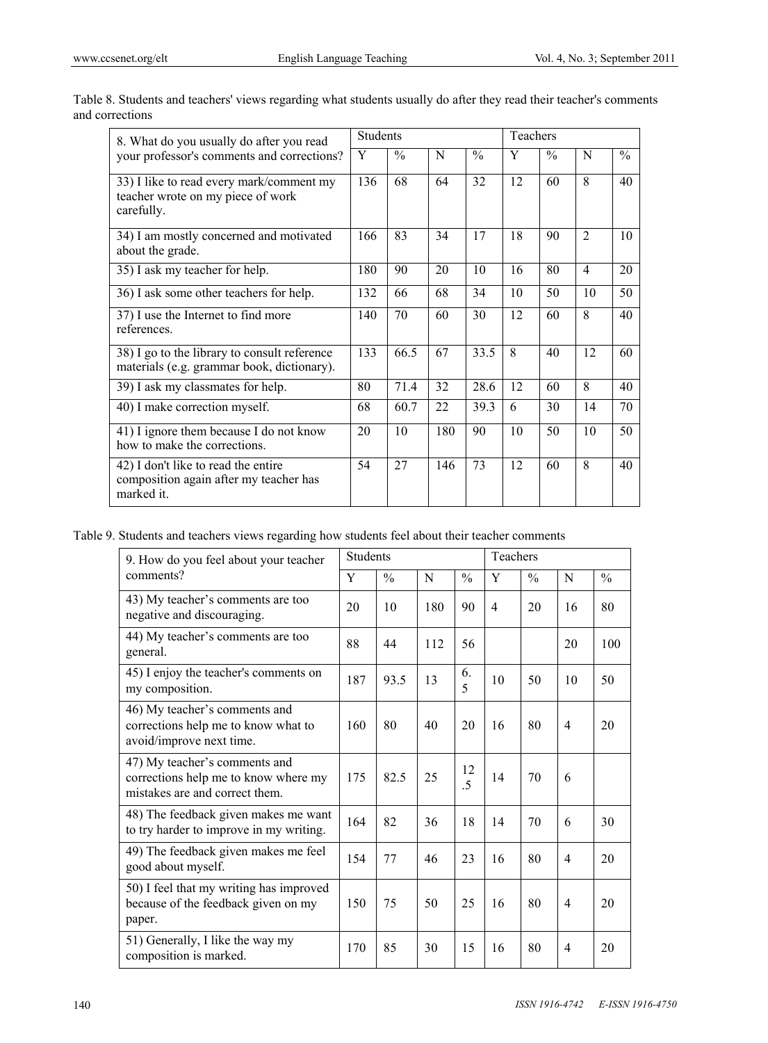Table 8. Students and teachers' views regarding what students usually do after they read their teacher's comments and corrections

| 8. What do you usually do after you read your professor's comments and corrections? | Students | | | | Teachers | | | |
|---|---|---|---|---|---|---|---|---|
| | Y | % | N | % | Y | % | N | % |
| 33) I like to read every mark/comment my teacher wrote on my piece of work carefully. | 136 | 68 | 64 | 32 | 12 | 60 | 8 | 40 |
| 34) I am mostly concerned and motivated about the grade. | 166 | 83 | 34 | 17 | 18 | 90 | 2 | 10 |
| 35) I ask my teacher for help. | 180 | 90 | 20 | 10 | 16 | 80 | 4 | 20 |
| 36) I ask some other teachers for help. | 132 | 66 | 68 | 34 | 10 | 50 | 10 | 50 |
| 37) I use the Internet to find more references. | 140 | 70 | 60 | 30 | 12 | 60 | 8 | 40 |
| 38) I go to the library to consult reference materials (e.g. grammar book, dictionary). | 133 | 66.5 | 67 | 33.5 | 8 | 40 | 12 | 60 |
| 39) I ask my classmates for help. | 80 | 71.4 | 32 | 28.6 | 12 | 60 | 8 | 40 |
| 40) I make correction myself. | 68 | 60.7 | 22 | 39.3 | 6 | 30 | 14 | 70 |
| 41) I ignore them because I do not know how to make the corrections. | 20 | 10 | 180 | 90 | 10 | 50 | 10 | 50 |
| 42) I don't like to read the entire composition again after my teacher has marked it. | 54 | 27 | 146 | 73 | 12 | 60 | 8 | 40 |

Table 9. Students and teachers views regarding how students feel about their teacher comments

| 9. How do you feel about your teacher comments? | Students | | | | Teachers | | | |
|---|---|---|---|---|---|---|---|---|
| | Y | % | N | % | Y | % | N | % |
| 43) My teacher's comments are too negative and discouraging. | 20 | 10 | 180 | 90 | 4 | 20 | 16 | 80 |
| 44) My teacher's comments are too general. | 88 | 44 | 112 | 56 | | | 20 | 100 |
| 45) I enjoy the teacher's comments on my composition. | 187 | 93.5 | 13 | 6.5 | 10 | 50 | 10 | 50 |
| 46) My teacher's comments and corrections help me to know what to avoid/improve next time. | 160 | 80 | 40 | 20 | 16 | 80 | 4 | 20 |
| 47) My teacher's comments and corrections help me to know where my mistakes are and correct them. | 175 | 82.5 | 25 | 12.5 | 14 | 70 | 6 | |
| 48) The feedback given makes me want to try harder to improve in my writing. | 164 | 82 | 36 | 18 | 14 | 70 | 6 | 30 |
| 49) The feedback given makes me feel good about myself. | 154 | 77 | 46 | 23 | 16 | 80 | 4 | 20 |
| 50) I feel that my writing has improved because of the feedback given on my paper. | 150 | 75 | 50 | 25 | 16 | 80 | 4 | 20 |
| 51) Generally, I like the way my composition is marked. | 170 | 85 | 30 | 15 | 16 | 80 | 4 | 20 |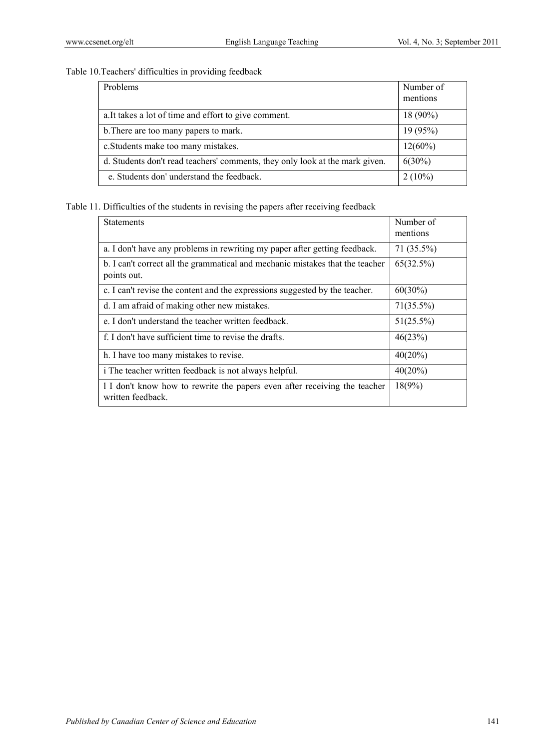Table 10.Teachers' difficulties in providing feedback

| Problems | Number of mentions |
|---|---|
| a.It takes a lot of time and effort to give comment. | 18 (90%) |
| b.There are too many papers to mark. | 19 (95%) |
| c.Students make too many mistakes. | 12(60%) |
| d. Students don't read teachers' comments, they only look at the mark given. | 6(30%) |
| e. Students don' understand the feedback. | 2 (10%) |

Table 11. Difficulties of the students in revising the papers after receiving feedback

| Statements | Number of mentions |
|---|---|
| a. I don't have any problems in rewriting my paper after getting feedback. | 71 (35.5%) |
| b. I can't correct all the grammatical and mechanic mistakes that the teacher points out. | 65(32.5%) |
| c. I can't revise the content and the expressions suggested by the teacher. | 60(30%) |
| d. I am afraid of making other new mistakes. | 71(35.5%) |
| e. I don't understand the teacher written feedback. | 51(25.5%) |
| f. I don't have sufficient time to revise the drafts. | 46(23%) |
| h. I have too many mistakes to revise. | 40(20%) |
| i The teacher written feedback is not always helpful. | 40(20%) |
| l I don't know how to rewrite the papers even after receiving the teacher written feedback. | 18(9%) |